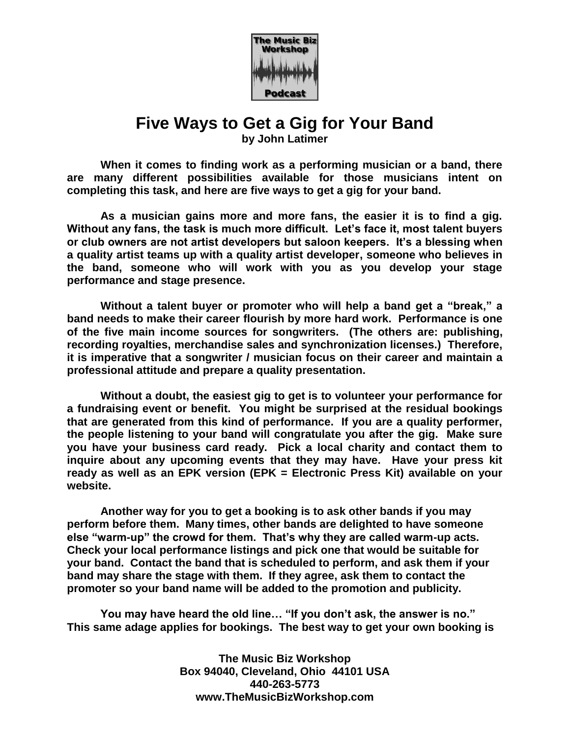# Five Ways to Get a Gig for Your Band

**by John Latimer**

**When it comes to finding work as a performing musician or a band, there are many different possibilities available for those musicians intent on completing this task, and here are five ways to get a gig for your band.**

**As a musician gains more and more fans, the easier it is to find a gig. Without any fans, the task is much more difficult. Let's face it, most talent buyers or club owners are not artist developers but saloon keepers. It's a blessing when a quality artist teams up with a quality artist developer, someone who believes in the band, someone who will work with you as you develop your stage performance and stage presence.**

**Without a talent buyer or promoter who will help a band get a "break," a band needs to make their career flourish by more hard work. Performance is one of the five main income sources for songwriters. (The others are: publishing, recording royalties, merchandise sales and synchronization licenses.) Therefore, it is imperative that a songwriter / musician focus on their career and maintain a professional attitude and prepare a quality presentation.**

**Without a doubt, the easiest gig to get is to volunteer your performance for a fundraising event or benefit. You might be surprised at the residual bookings that are generated from this kind of performance. If you are a quality performer, the people listening to your band will congratulate you after the gig. Make sure you have your business card ready. Pick a local charity and contact them to inquire about any upcoming events that they may have. Have your press kit ready as well as an EPK version (EPK = Electronic Press Kit) available on your website.**

**Another way for you to get a booking is to ask other bands if you may perform before them. Many times, other bands are delighted to have someone else "warm-up" the crowd for them. That's why they are called warm-up acts. Check your local performance listings and pick one that would be suitable for your band. Contact the band that is scheduled to perform, and ask them if your band may share the stage with them. If they agree, ask them to contact the promoter so your band name will be added to the promotion and publicity.**

**You may have heard the old line… "If you don't ask, the answer is no." This same adage applies for bookings. The best way to get your own booking is**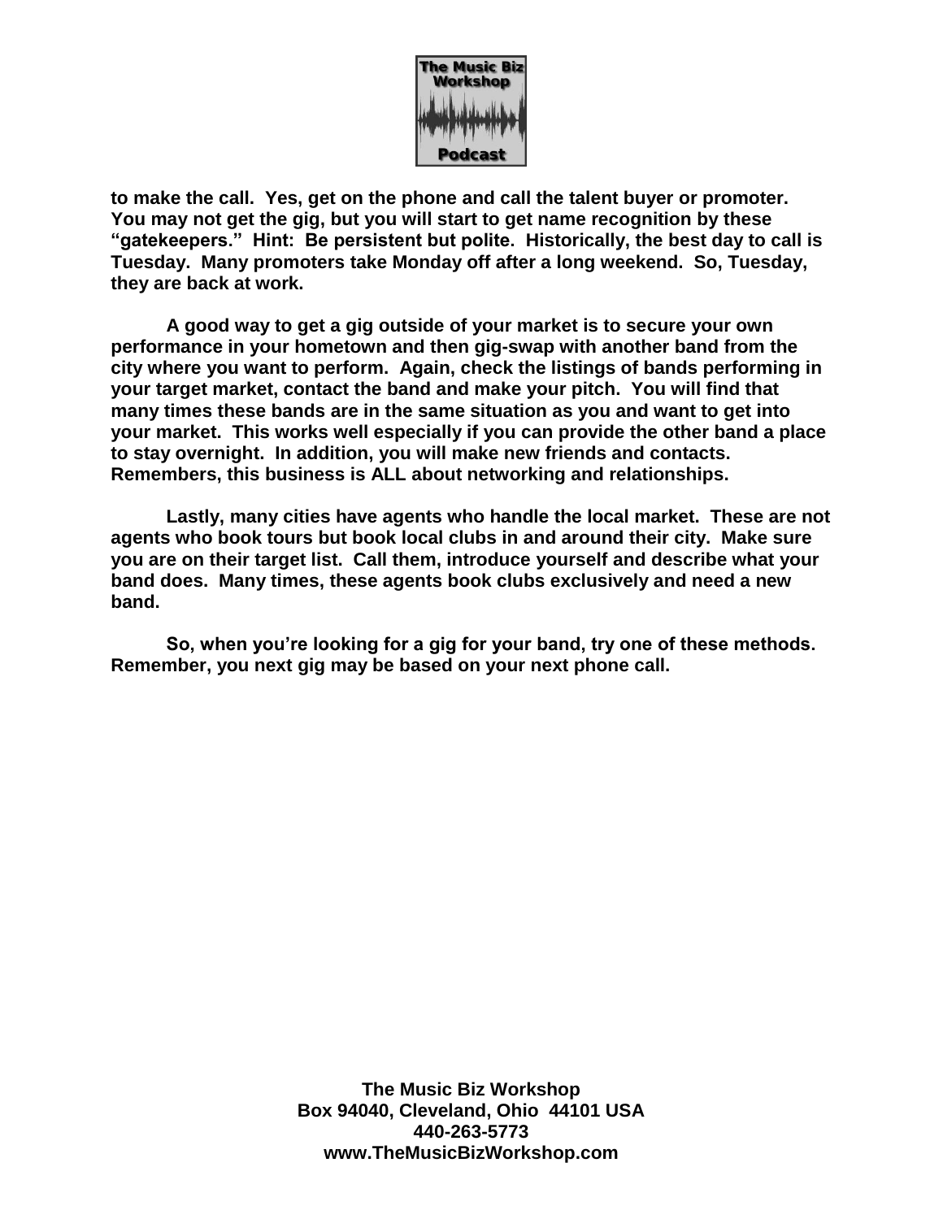**to make the call. Yes, get on the phone and call the talent buyer or promoter. You may not get the gig, but you will start to get name recognition by these "gatekeepers." Hint: Be persistent but polite. Historically, the best day to call is Tuesday. Many promoters take Monday off after a long weekend. So, Tuesday, they are back at work.**

**A good way to get a gig outside of your market is to secure your own performance in your hometown and then gig-swap with another band from the city where you want to perform. Again, check the listings of bands performing in your target market, contact the band and make your pitch. You will find that many times these bands are in the same situation as you and want to get into your market. This works well especially if you can provide the other band a place to stay overnight. In addition, you will make new friends and contacts. Remembers, this business is ALL about networking and relationships.**

**Lastly, many cities have agents who handle the local market. These are not agents who book tours but book local clubs in and around their city. Make sure you are on their target list. Call them, introduce yourself and describe what your band does. Many times, these agents book clubs exclusively and need a new band.**

**So, when you're looking for a gig for your band, try one of these methods. Remember, you next gig may be based on your next phone call.**

**The Music Biz Workshop**
**Box 94040, Cleveland, Ohio 44101 USA**
**440-263-5773**
**www.TheMusicBizWorkshop.com**